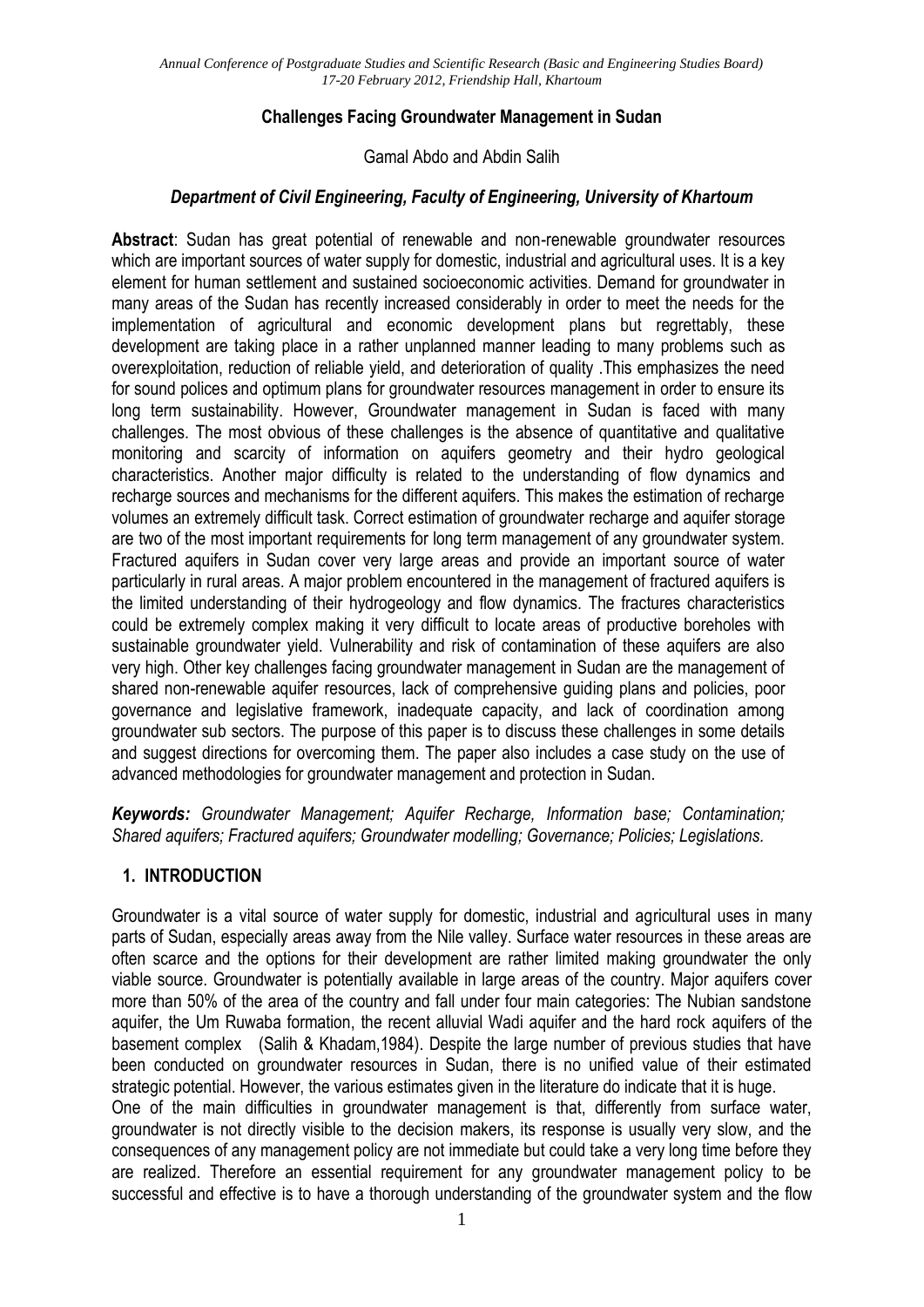# Challenges Facing Groundwater Management in Sudan

Gamal Abdo and Abdin Salih

*Department of Civil Engineering, Faculty of Engineering, University of Khartoum*

**Abstract**: Sudan has great potential of renewable and non-renewable groundwater resources which are important sources of water supply for domestic, industrial and agricultural uses. It is a key element for human settlement and sustained socioeconomic activities. Demand for groundwater in many areas of the Sudan has recently increased considerably in order to meet the needs for the implementation of agricultural and economic development plans but regrettably, these development are taking place in a rather unplanned manner leading to many problems such as overexploitation, reduction of reliable yield, and deterioration of quality .This emphasizes the need for sound polices and optimum plans for groundwater resources management in order to ensure its long term sustainability. However, Groundwater management in Sudan is faced with many challenges. The most obvious of these challenges is the absence of quantitative and qualitative monitoring and scarcity of information on aquifers geometry and their hydro geological characteristics. Another major difficulty is related to the understanding of flow dynamics and recharge sources and mechanisms for the different aquifers. This makes the estimation of recharge volumes an extremely difficult task. Correct estimation of groundwater recharge and aquifer storage are two of the most important requirements for long term management of any groundwater system. Fractured aquifers in Sudan cover very large areas and provide an important source of water particularly in rural areas. A major problem encountered in the management of fractured aquifers is the limited understanding of their hydrogeology and flow dynamics. The fractures characteristics could be extremely complex making it very difficult to locate areas of productive boreholes with sustainable groundwater yield. Vulnerability and risk of contamination of these aquifers are also very high. Other key challenges facing groundwater management in Sudan are the management of shared non-renewable aquifer resources, lack of comprehensive guiding plans and policies, poor governance and legislative framework, inadequate capacity, and lack of coordination among groundwater sub sectors. The purpose of this paper is to discuss these challenges in some details and suggest directions for overcoming them. The paper also includes a case study on the use of advanced methodologies for groundwater management and protection in Sudan.

***Keywords:*** *Groundwater Management; Aquifer Recharge, Information base; Contamination; Shared aquifers; Fractured aquifers; Groundwater modelling; Governance; Policies; Legislations.*

## 1. INTRODUCTION

Groundwater is a vital source of water supply for domestic, industrial and agricultural uses in many parts of Sudan, especially areas away from the Nile valley. Surface water resources in these areas are often scarce and the options for their development are rather limited making groundwater the only viable source. Groundwater is potentially available in large areas of the country. Major aquifers cover more than 50% of the area of the country and fall under four main categories: The Nubian sandstone aquifer, the Um Ruwaba formation, the recent alluvial Wadi aquifer and the hard rock aquifers of the basement complex (Salih & Khadam,1984). Despite the large number of previous studies that have been conducted on groundwater resources in Sudan, there is no unified value of their estimated strategic potential. However, the various estimates given in the literature do indicate that it is huge.

One of the main difficulties in groundwater management is that, differently from surface water, groundwater is not directly visible to the decision makers, its response is usually very slow, and the consequences of any management policy are not immediate but could take a very long time before they are realized. Therefore an essential requirement for any groundwater management policy to be successful and effective is to have a thorough understanding of the groundwater system and the flow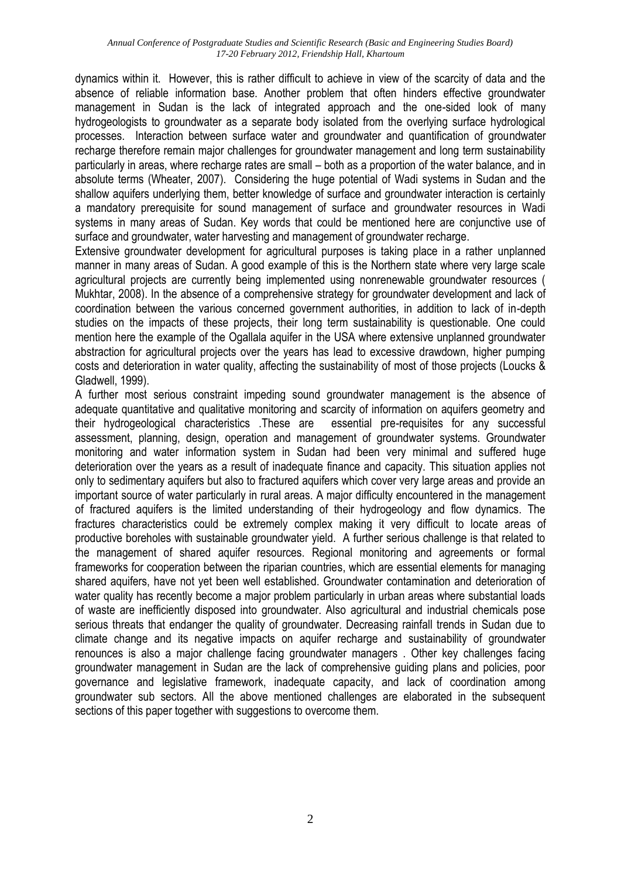dynamics within it. However, this is rather difficult to achieve in view of the scarcity of data and the absence of reliable information base. Another problem that often hinders effective groundwater management in Sudan is the lack of integrated approach and the one-sided look of many hydrogeologists to groundwater as a separate body isolated from the overlying surface hydrological processes. Interaction between surface water and groundwater and quantification of groundwater recharge therefore remain major challenges for groundwater management and long term sustainability particularly in areas, where recharge rates are small – both as a proportion of the water balance, and in absolute terms (Wheater, 2007). Considering the huge potential of Wadi systems in Sudan and the shallow aquifers underlying them, better knowledge of surface and groundwater interaction is certainly a mandatory prerequisite for sound management of surface and groundwater resources in Wadi systems in many areas of Sudan. Key words that could be mentioned here are conjunctive use of surface and groundwater, water harvesting and management of groundwater recharge.

Extensive groundwater development for agricultural purposes is taking place in a rather unplanned manner in many areas of Sudan. A good example of this is the Northern state where very large scale agricultural projects are currently being implemented using nonrenewable groundwater resources ( Mukhtar, 2008). In the absence of a comprehensive strategy for groundwater development and lack of coordination between the various concerned government authorities, in addition to lack of in-depth studies on the impacts of these projects, their long term sustainability is questionable. One could mention here the example of the Ogallala aquifer in the USA where extensive unplanned groundwater abstraction for agricultural projects over the years has lead to excessive drawdown, higher pumping costs and deterioration in water quality, affecting the sustainability of most of those projects (Loucks & Gladwell, 1999).

A further most serious constraint impeding sound groundwater management is the absence of adequate quantitative and qualitative monitoring and scarcity of information on aquifers geometry and their hydrogeological characteristics .These are essential pre-requisites for any successful assessment, planning, design, operation and management of groundwater systems. Groundwater monitoring and water information system in Sudan had been very minimal and suffered huge deterioration over the years as a result of inadequate finance and capacity. This situation applies not only to sedimentary aquifers but also to fractured aquifers which cover very large areas and provide an important source of water particularly in rural areas. A major difficulty encountered in the management of fractured aquifers is the limited understanding of their hydrogeology and flow dynamics. The fractures characteristics could be extremely complex making it very difficult to locate areas of productive boreholes with sustainable groundwater yield. A further serious challenge is that related to the management of shared aquifer resources. Regional monitoring and agreements or formal frameworks for cooperation between the riparian countries, which are essential elements for managing shared aquifers, have not yet been well established. Groundwater contamination and deterioration of water quality has recently become a major problem particularly in urban areas where substantial loads of waste are inefficiently disposed into groundwater. Also agricultural and industrial chemicals pose serious threats that endanger the quality of groundwater. Decreasing rainfall trends in Sudan due to climate change and its negative impacts on aquifer recharge and sustainability of groundwater renounces is also a major challenge facing groundwater managers . Other key challenges facing groundwater management in Sudan are the lack of comprehensive guiding plans and policies, poor governance and legislative framework, inadequate capacity, and lack of coordination among groundwater sub sectors. All the above mentioned challenges are elaborated in the subsequent sections of this paper together with suggestions to overcome them.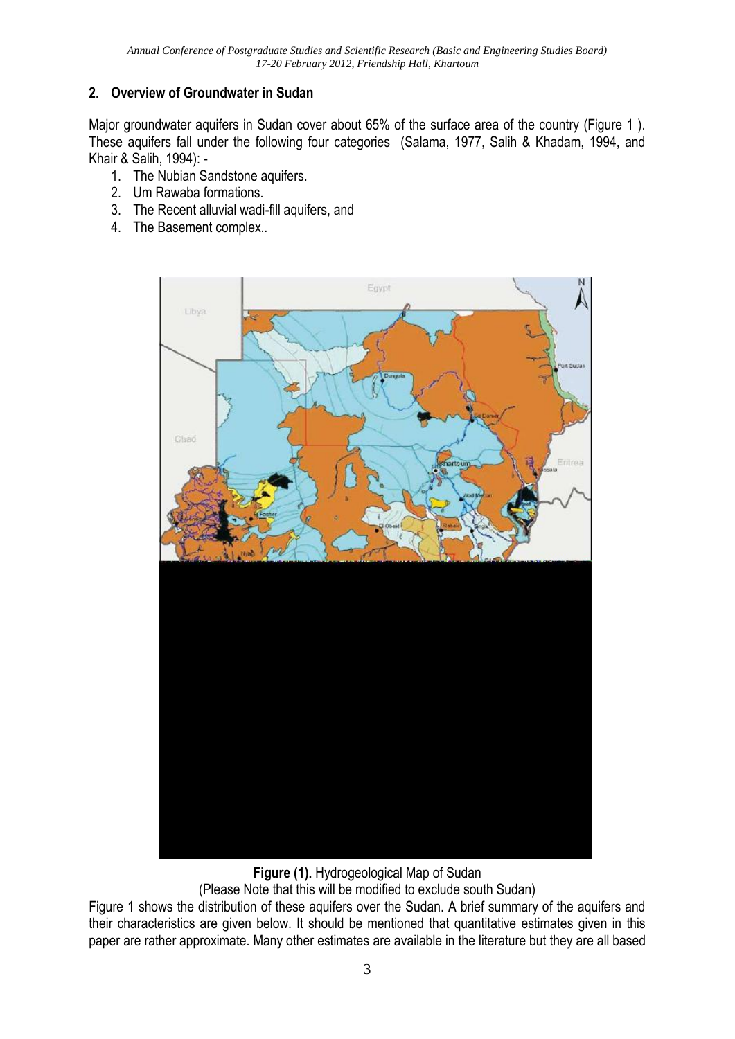## 2. Overview of Groundwater in Sudan

Major groundwater aquifers in Sudan cover about 65% of the surface area of the country (Figure 1 ). These aquifers fall under the following four categories (Salama, 1977, Salih & Khadam, 1994, and Khair & Salih, 1994): -

1. The Nubian Sandstone aquifers.
2. Um Rawaba formations.
3. The Recent alluvial wadi-fill aquifers, and
4. The Basement complex..

**Figure (1).** Hydrogeological Map of Sudan

(Please Note that this will be modified to exclude south Sudan)

Figure 1 shows the distribution of these aquifers over the Sudan. A brief summary of the aquifers and their characteristics are given below. It should be mentioned that quantitative estimates given in this paper are rather approximate. Many other estimates are available in the literature but they are all based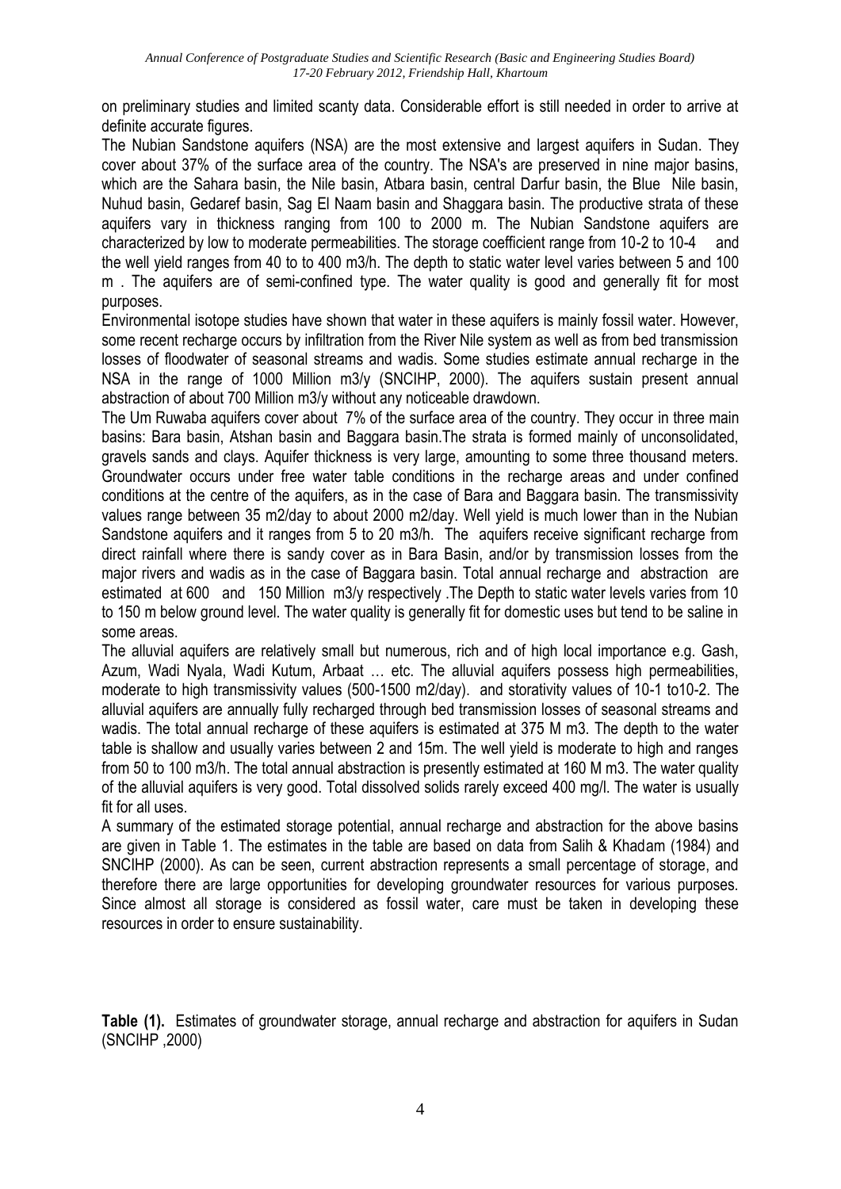on preliminary studies and limited scanty data. Considerable effort is still needed in order to arrive at definite accurate figures.

The Nubian Sandstone aquifers (NSA) are the most extensive and largest aquifers in Sudan. They cover about 37% of the surface area of the country. The NSA's are preserved in nine major basins, which are the Sahara basin, the Nile basin, Atbara basin, central Darfur basin, the Blue Nile basin, Nuhud basin, Gedaref basin, Sag El Naam basin and Shaggara basin. The productive strata of these aquifers vary in thickness ranging from 100 to 2000 m. The Nubian Sandstone aquifers are characterized by low to moderate permeabilities. The storage coefficient range from 10-2 to 10-4 and the well yield ranges from 40 to to 400 m3/h. The depth to static water level varies between 5 and 100 m . The aquifers are of semi-confined type. The water quality is good and generally fit for most purposes.

Environmental isotope studies have shown that water in these aquifers is mainly fossil water. However, some recent recharge occurs by infiltration from the River Nile system as well as from bed transmission losses of floodwater of seasonal streams and wadis. Some studies estimate annual recharge in the NSA in the range of 1000 Million m3/y (SNCIHP, 2000). The aquifers sustain present annual abstraction of about 700 Million m3/y without any noticeable drawdown.

The Um Ruwaba aquifers cover about 7% of the surface area of the country. They occur in three main basins: Bara basin, Atshan basin and Baggara basin.The strata is formed mainly of unconsolidated, gravels sands and clays. Aquifer thickness is very large, amounting to some three thousand meters. Groundwater occurs under free water table conditions in the recharge areas and under confined conditions at the centre of the aquifers, as in the case of Bara and Baggara basin. The transmissivity values range between 35 m2/day to about 2000 m2/day. Well yield is much lower than in the Nubian Sandstone aquifers and it ranges from 5 to 20 m3/h. The aquifers receive significant recharge from direct rainfall where there is sandy cover as in Bara Basin, and/or by transmission losses from the major rivers and wadis as in the case of Baggara basin. Total annual recharge and abstraction are estimated at 600 and 150 Million m3/y respectively .The Depth to static water levels varies from 10 to 150 m below ground level. The water quality is generally fit for domestic uses but tend to be saline in some areas.

The alluvial aquifers are relatively small but numerous, rich and of high local importance e.g. Gash, Azum, Wadi Nyala, Wadi Kutum, Arbaat … etc. The alluvial aquifers possess high permeabilities, moderate to high transmissivity values (500-1500 m2/day). and storativity values of 10-1 to10-2. The alluvial aquifers are annually fully recharged through bed transmission losses of seasonal streams and wadis. The total annual recharge of these aquifers is estimated at 375 M m3. The depth to the water table is shallow and usually varies between 2 and 15m. The well yield is moderate to high and ranges from 50 to 100 m3/h. The total annual abstraction is presently estimated at 160 M m3. The water quality of the alluvial aquifers is very good. Total dissolved solids rarely exceed 400 mg/l. The water is usually fit for all uses.

A summary of the estimated storage potential, annual recharge and abstraction for the above basins are given in Table 1. The estimates in the table are based on data from Salih & Khadam (1984) and SNCIHP (2000). As can be seen, current abstraction represents a small percentage of storage, and therefore there are large opportunities for developing groundwater resources for various purposes. Since almost all storage is considered as fossil water, care must be taken in developing these resources in order to ensure sustainability.

**Table (1).** Estimates of groundwater storage, annual recharge and abstraction for aquifers in Sudan (SNCIHP ,2000)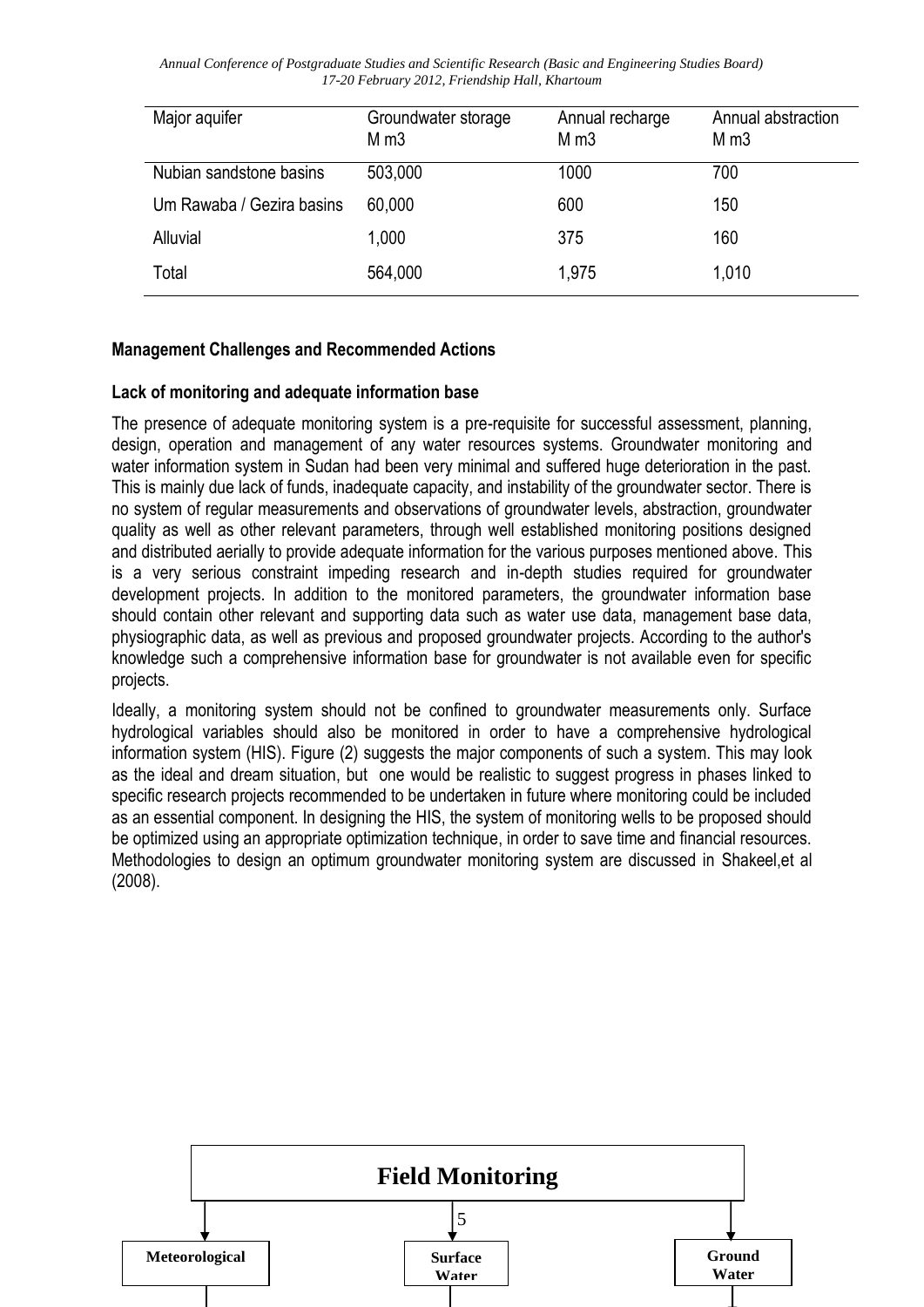| Major aquifer | Groundwater storage M m3 | Annual recharge M m3 | Annual abstraction M m3 |
|---|---|---|---|
| Nubian sandstone basins | 503,000 | 1000 | 700 |
| Um Rawaba / Gezira basins | 60,000 | 600 | 150 |
| Alluvial | 1,000 | 375 | 160 |
| Total | 564,000 | 1,975 | 1,010 |

### Management Challenges and Recommended Actions

### Lack of monitoring and adequate information base

The presence of adequate monitoring system is a pre-requisite for successful assessment, planning, design, operation and management of any water resources systems. Groundwater monitoring and water information system in Sudan had been very minimal and suffered huge deterioration in the past. This is mainly due lack of funds, inadequate capacity, and instability of the groundwater sector. There is no system of regular measurements and observations of groundwater levels, abstraction, groundwater quality as well as other relevant parameters, through well established monitoring positions designed and distributed aerially to provide adequate information for the various purposes mentioned above. This is a very serious constraint impeding research and in-depth studies required for groundwater development projects. In addition to the monitored parameters, the groundwater information base should contain other relevant and supporting data such as water use data, management base data, physiographic data, as well as previous and proposed groundwater projects. According to the author's knowledge such a comprehensive information base for groundwater is not available even for specific projects.

Ideally, a monitoring system should not be confined to groundwater measurements only. Surface hydrological variables should also be monitored in order to have a comprehensive hydrological information system (HIS). Figure (2) suggests the major components of such a system. This may look as the ideal and dream situation, but one would be realistic to suggest progress in phases linked to specific research projects recommended to be undertaken in future where monitoring could be included as an essential component. In designing the HIS, the system of monitoring wells to be proposed should be optimized using an appropriate optimization technique, in order to save time and financial resources. Methodologies to design an optimum groundwater monitoring system are discussed in Shakeel,et al (2008).

**Field Monitoring**

**Meteorological** | **Surface Water** | **Ground Water**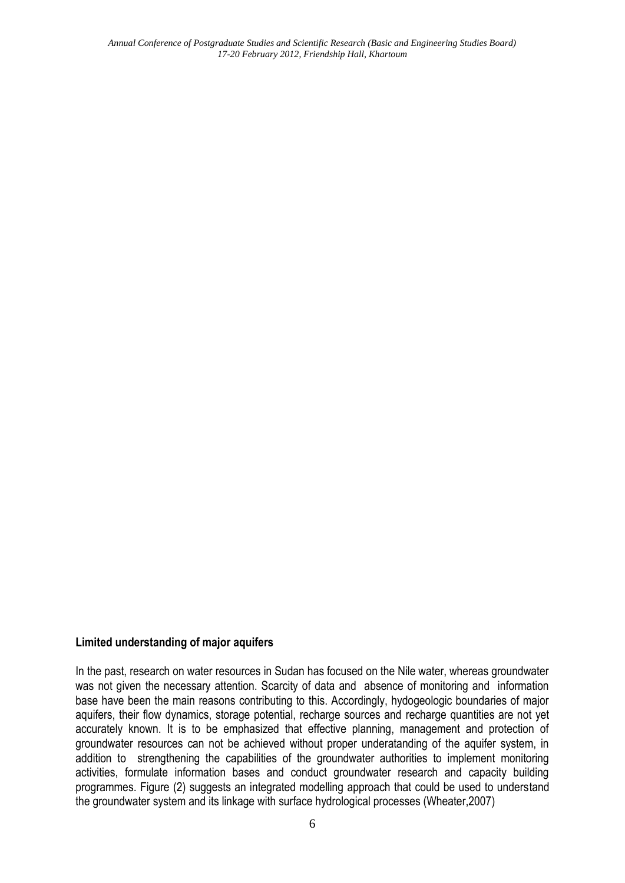**Limited understanding of major aquifers**

In the past, research on water resources in Sudan has focused on the Nile water, whereas groundwater was not given the necessary attention. Scarcity of data and absence of monitoring and information base have been the main reasons contributing to this. Accordingly, hydogeologic boundaries of major aquifers, their flow dynamics, storage potential, recharge sources and recharge quantities are not yet accurately known. It is to be emphasized that effective planning, management and protection of groundwater resources can not be achieved without proper underatanding of the aquifer system, in addition to strengthening the capabilities of the groundwater authorities to implement monitoring activities, formulate information bases and conduct groundwater research and capacity building programmes. Figure (2) suggests an integrated modelling approach that could be used to understand the groundwater system and its linkage with surface hydrological processes (Wheater,2007)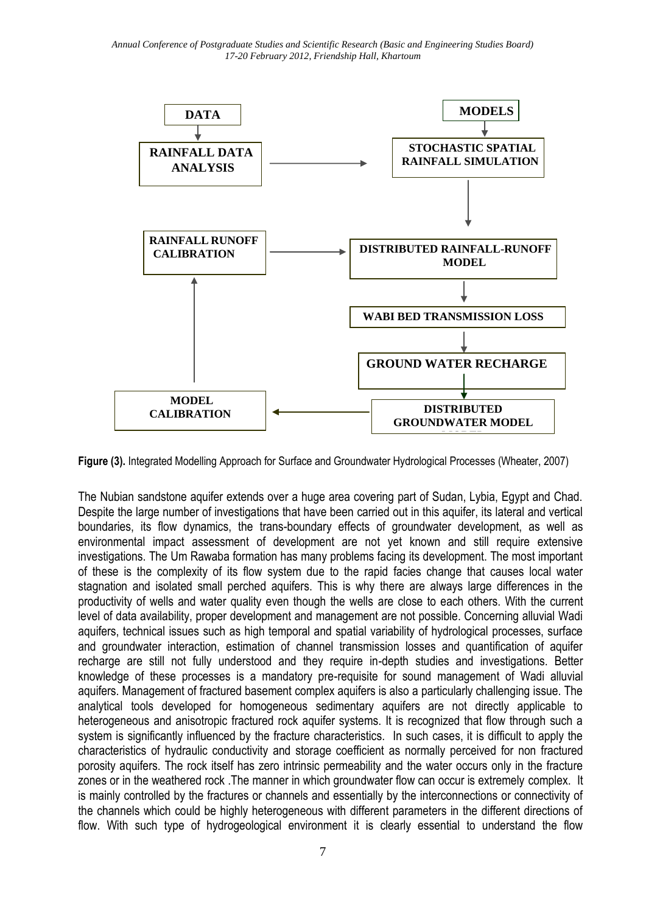DATA

RAINFALL DATA ANALYSIS

MODELS

STOCHASTIC SPATIAL RAINFALL SIMULATION

RAINFALL RUNOFF CALIBRATION

DISTRIBUTED RAINFALL-RUNOFF MODEL

WABI BED TRANSMISSION LOSS

GROUND WATER RECHARGE

MODEL CALIBRATION

DISTRIBUTED GROUNDWATER MODEL

**Figure (3).** Integrated Modelling Approach for Surface and Groundwater Hydrological Processes (Wheater, 2007)

The Nubian sandstone aquifer extends over a huge area covering part of Sudan, Lybia, Egypt and Chad. Despite the large number of investigations that have been carried out in this aquifer, its lateral and vertical boundaries, its flow dynamics, the trans-boundary effects of groundwater development, as well as environmental impact assessment of development are not yet known and still require extensive investigations. The Um Rawaba formation has many problems facing its development. The most important of these is the complexity of its flow system due to the rapid facies change that causes local water stagnation and isolated small perched aquifers. This is why there are always large differences in the productivity of wells and water quality even though the wells are close to each others. With the current level of data availability, proper development and management are not possible. Concerning alluvial Wadi aquifers, technical issues such as high temporal and spatial variability of hydrological processes, surface and groundwater interaction, estimation of channel transmission losses and quantification of aquifer recharge are still not fully understood and they require in-depth studies and investigations. Better knowledge of these processes is a mandatory pre-requisite for sound management of Wadi alluvial aquifers. Management of fractured basement complex aquifers is also a particularly challenging issue. The analytical tools developed for homogeneous sedimentary aquifers are not directly applicable to heterogeneous and anisotropic fractured rock aquifer systems. It is recognized that flow through such a system is significantly influenced by the fracture characteristics. In such cases, it is difficult to apply the characteristics of hydraulic conductivity and storage coefficient as normally perceived for non fractured porosity aquifers. The rock itself has zero intrinsic permeability and the water occurs only in the fracture zones or in the weathered rock .The manner in which groundwater flow can occur is extremely complex. It is mainly controlled by the fractures or channels and essentially by the interconnections or connectivity of the channels which could be highly heterogeneous with different parameters in the different directions of flow. With such type of hydrogeological environment it is clearly essential to understand the flow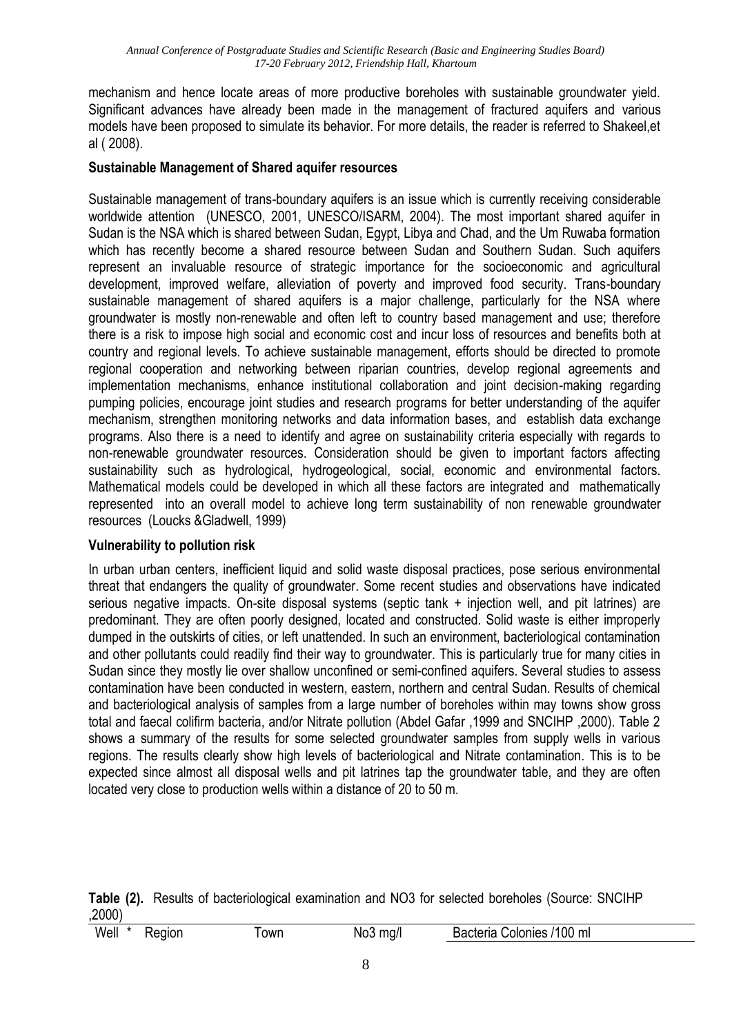mechanism and hence locate areas of more productive boreholes with sustainable groundwater yield. Significant advances have already been made in the management of fractured aquifers and various models have been proposed to simulate its behavior. For more details, the reader is referred to Shakeel,et al ( 2008).

### Sustainable Management of Shared aquifer resources

Sustainable management of trans-boundary aquifers is an issue which is currently receiving considerable worldwide attention (UNESCO, 2001, UNESCO/ISARM, 2004). The most important shared aquifer in Sudan is the NSA which is shared between Sudan, Egypt, Libya and Chad, and the Um Ruwaba formation which has recently become a shared resource between Sudan and Southern Sudan. Such aquifers represent an invaluable resource of strategic importance for the socioeconomic and agricultural development, improved welfare, alleviation of poverty and improved food security. Trans-boundary sustainable management of shared aquifers is a major challenge, particularly for the NSA where groundwater is mostly non-renewable and often left to country based management and use; therefore there is a risk to impose high social and economic cost and incur loss of resources and benefits both at country and regional levels. To achieve sustainable management, efforts should be directed to promote regional cooperation and networking between riparian countries, develop regional agreements and implementation mechanisms, enhance institutional collaboration and joint decision-making regarding pumping policies, encourage joint studies and research programs for better understanding of the aquifer mechanism, strengthen monitoring networks and data information bases, and establish data exchange programs. Also there is a need to identify and agree on sustainability criteria especially with regards to non-renewable groundwater resources. Consideration should be given to important factors affecting sustainability such as hydrological, hydrogeological, social, economic and environmental factors. Mathematical models could be developed in which all these factors are integrated and mathematically represented into an overall model to achieve long term sustainability of non renewable groundwater resources (Loucks &Gladwell, 1999)

### Vulnerability to pollution risk

In urban urban centers, inefficient liquid and solid waste disposal practices, pose serious environmental threat that endangers the quality of groundwater. Some recent studies and observations have indicated serious negative impacts. On-site disposal systems (septic tank + injection well, and pit latrines) are predominant. They are often poorly designed, located and constructed. Solid waste is either improperly dumped in the outskirts of cities, or left unattended. In such an environment, bacteriological contamination and other pollutants could readily find their way to groundwater. This is particularly true for many cities in Sudan since they mostly lie over shallow unconfined or semi-confined aquifers. Several studies to assess contamination have been conducted in western, eastern, northern and central Sudan. Results of chemical and bacteriological analysis of samples from a large number of boreholes within may towns show gross total and faecal colifirm bacteria, and/or Nitrate pollution (Abdel Gafar ,1999 and SNCIHP ,2000). Table 2 shows a summary of the results for some selected groundwater samples from supply wells in various regions. The results clearly show high levels of bacteriological and Nitrate contamination. This is to be expected since almost all disposal wells and pit latrines tap the groundwater table, and they are often located very close to production wells within a distance of 20 to 50 m.

**Table (2).** Results of bacteriological examination and NO3 for selected boreholes (Source: SNCIHP ,2000)

| Well * | Region | Town | No3 mg/l | Bacteria Colonies /100 ml |
|---|---|---|---|---|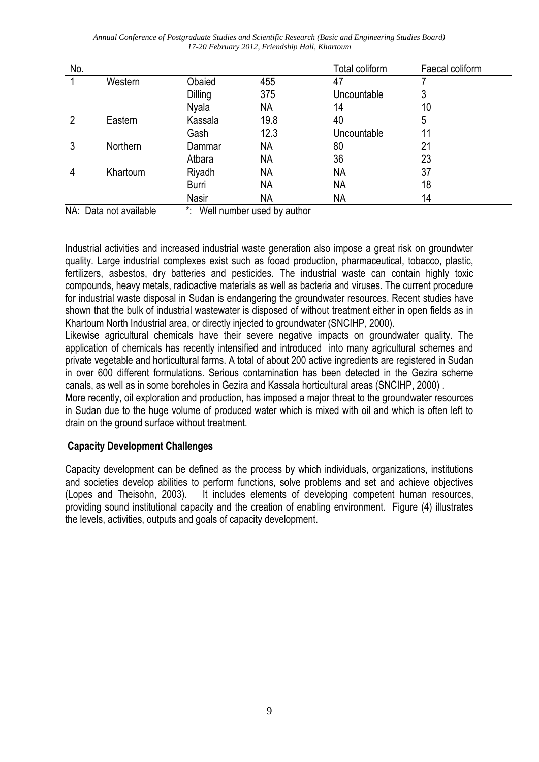| No. | | | | Total coliform | Faecal coliform |
|---|---|---|---|---|---|
| 1 | Western | Obaied | 455 | 47 | 7 |
| | | Dilling | 375 | Uncountable | 3 |
| | | Nyala | NA | 14 | 10 |
| 2 | Eastern | Kassala | 19.8 | 40 | 5 |
| | | Gash | 12.3 | Uncountable | 11 |
| 3 | Northern | Dammar | NA | 80 | 21 |
| | | Atbara | NA | 36 | 23 |
| 4 | Khartoum | Riyadh | NA | NA | 37 |
| | | Burri | NA | NA | 18 |
| | | Nasir | NA | NA | 14 |

NA: Data not available *: Well number used by author

Industrial activities and increased industrial waste generation also impose a great risk on groundwter quality. Large industrial complexes exist such as foaod production, pharmaceutical, tobacco, plastic, fertilizers, asbestos, dry batteries and pesticides. The industrial waste can contain highly toxic compounds, heavy metals, radioactive materials as well as bacteria and viruses. The current procedure for industrial waste disposal in Sudan is endangering the groundwater resources. Recent studies have shown that the bulk of industrial wastewater is disposed of without treatment either in open fields as in Khartoum North Industrial area, or directly injected to groundwater (SNCIHP, 2000).

Likewise agricultural chemicals have their severe negative impacts on groundwater quality. The application of chemicals has recently intensified and introduced into many agricultural schemes and private vegetable and horticultural farms. A total of about 200 active ingredients are registered in Sudan in over 600 different formulations. Serious contamination has been detected in the Gezira scheme canals, as well as in some boreholes in Gezira and Kassala horticultural areas (SNCIHP, 2000) .

More recently, oil exploration and production, has imposed a major threat to the groundwater resources in Sudan due to the huge volume of produced water which is mixed with oil and which is often left to drain on the ground surface without treatment.

**Capacity Development Challenges**

Capacity development can be defined as the process by which individuals, organizations, institutions and societies develop abilities to perform functions, solve problems and set and achieve objectives (Lopes and Theisohn, 2003). It includes elements of developing competent human resources, providing sound institutional capacity and the creation of enabling environment. Figure (4) illustrates the levels, activities, outputs and goals of capacity development.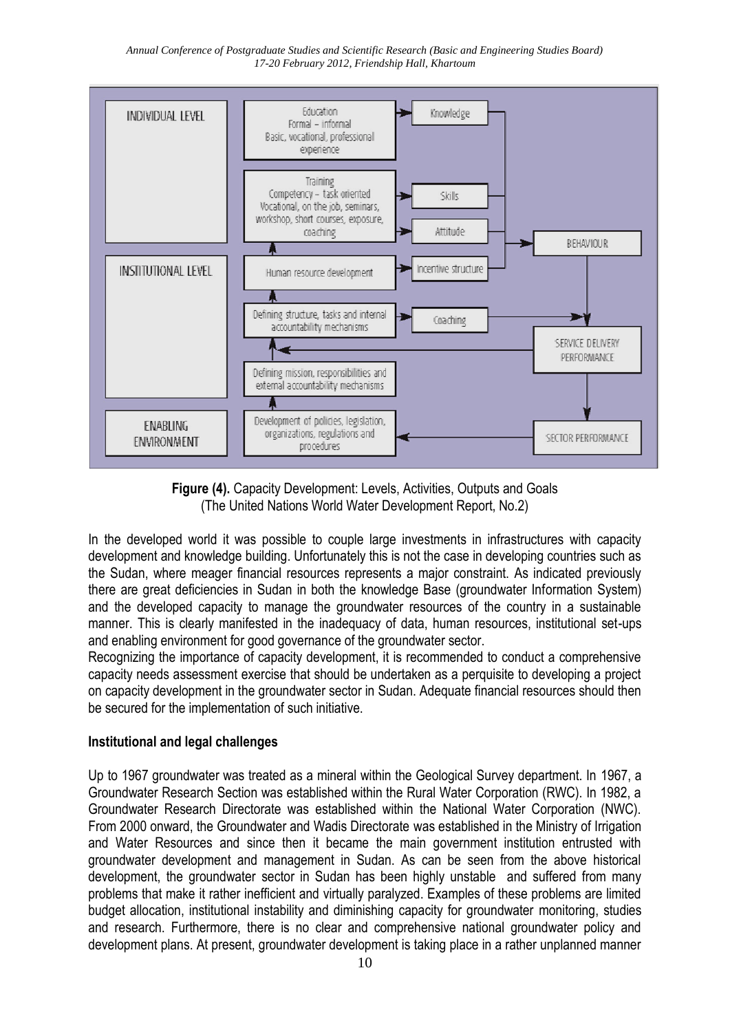**Figure (4).** Capacity Development: Levels, Activities, Outputs and Goals
(The United Nations World Water Development Report, No.2)

In the developed world it was possible to couple large investments in infrastructures with capacity development and knowledge building. Unfortunately this is not the case in developing countries such as the Sudan, where meager financial resources represents a major constraint. As indicated previously there are great deficiencies in Sudan in both the knowledge Base (groundwater Information System) and the developed capacity to manage the groundwater resources of the country in a sustainable manner. This is clearly manifested in the inadequacy of data, human resources, institutional set-ups and enabling environment for good governance of the groundwater sector.

Recognizing the importance of capacity development, it is recommended to conduct a comprehensive capacity needs assessment exercise that should be undertaken as a perquisite to developing a project on capacity development in the groundwater sector in Sudan. Adequate financial resources should then be secured for the implementation of such initiative.

### Institutional and legal challenges

Up to 1967 groundwater was treated as a mineral within the Geological Survey department. In 1967, a Groundwater Research Section was established within the Rural Water Corporation (RWC). In 1982, a Groundwater Research Directorate was established within the National Water Corporation (NWC). From 2000 onward, the Groundwater and Wadis Directorate was established in the Ministry of Irrigation and Water Resources and since then it became the main government institution entrusted with groundwater development and management in Sudan. As can be seen from the above historical development, the groundwater sector in Sudan has been highly unstable and suffered from many problems that make it rather inefficient and virtually paralyzed. Examples of these problems are limited budget allocation, institutional instability and diminishing capacity for groundwater monitoring, studies and research. Furthermore, there is no clear and comprehensive national groundwater policy and development plans. At present, groundwater development is taking place in a rather unplanned manner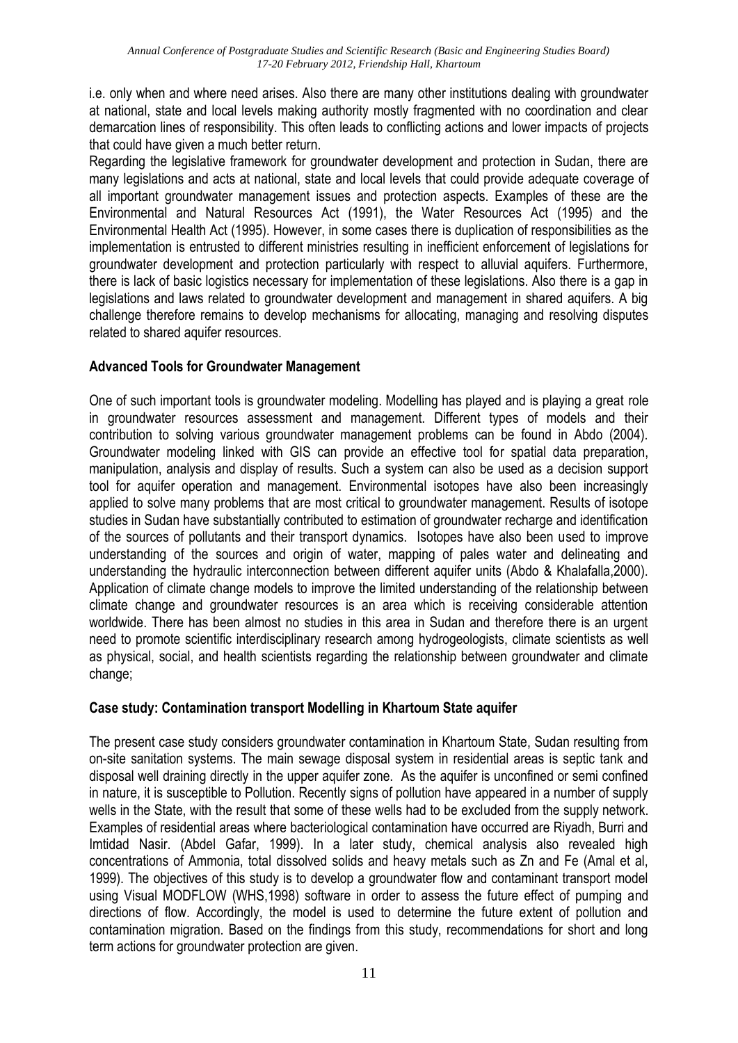i.e. only when and where need arises. Also there are many other institutions dealing with groundwater at national, state and local levels making authority mostly fragmented with no coordination and clear demarcation lines of responsibility. This often leads to conflicting actions and lower impacts of projects that could have given a much better return.

Regarding the legislative framework for groundwater development and protection in Sudan, there are many legislations and acts at national, state and local levels that could provide adequate coverage of all important groundwater management issues and protection aspects. Examples of these are the Environmental and Natural Resources Act (1991), the Water Resources Act (1995) and the Environmental Health Act (1995). However, in some cases there is duplication of responsibilities as the implementation is entrusted to different ministries resulting in inefficient enforcement of legislations for groundwater development and protection particularly with respect to alluvial aquifers. Furthermore, there is lack of basic logistics necessary for implementation of these legislations. Also there is a gap in legislations and laws related to groundwater development and management in shared aquifers. A big challenge therefore remains to develop mechanisms for allocating, managing and resolving disputes related to shared aquifer resources.

**Advanced Tools for Groundwater Management**

One of such important tools is groundwater modeling. Modelling has played and is playing a great role in groundwater resources assessment and management. Different types of models and their contribution to solving various groundwater management problems can be found in Abdo (2004). Groundwater modeling linked with GIS can provide an effective tool for spatial data preparation, manipulation, analysis and display of results. Such a system can also be used as a decision support tool for aquifer operation and management. Environmental isotopes have also been increasingly applied to solve many problems that are most critical to groundwater management. Results of isotope studies in Sudan have substantially contributed to estimation of groundwater recharge and identification of the sources of pollutants and their transport dynamics. Isotopes have also been used to improve understanding of the sources and origin of water, mapping of pales water and delineating and understanding the hydraulic interconnection between different aquifer units (Abdo & Khalafalla,2000). Application of climate change models to improve the limited understanding of the relationship between climate change and groundwater resources is an area which is receiving considerable attention worldwide. There has been almost no studies in this area in Sudan and therefore there is an urgent need to promote scientific interdisciplinary research among hydrogeologists, climate scientists as well as physical, social, and health scientists regarding the relationship between groundwater and climate change;

**Case study: Contamination transport Modelling in Khartoum State aquifer**

The present case study considers groundwater contamination in Khartoum State, Sudan resulting from on-site sanitation systems. The main sewage disposal system in residential areas is septic tank and disposal well draining directly in the upper aquifer zone. As the aquifer is unconfined or semi confined in nature, it is susceptible to Pollution. Recently signs of pollution have appeared in a number of supply wells in the State, with the result that some of these wells had to be excluded from the supply network. Examples of residential areas where bacteriological contamination have occurred are Riyadh, Burri and Imtidad Nasir. (Abdel Gafar, 1999). In a later study, chemical analysis also revealed high concentrations of Ammonia, total dissolved solids and heavy metals such as Zn and Fe (Amal et al, 1999). The objectives of this study is to develop a groundwater flow and contaminant transport model using Visual MODFLOW (WHS,1998) software in order to assess the future effect of pumping and directions of flow. Accordingly, the model is used to determine the future extent of pollution and contamination migration. Based on the findings from this study, recommendations for short and long term actions for groundwater protection are given.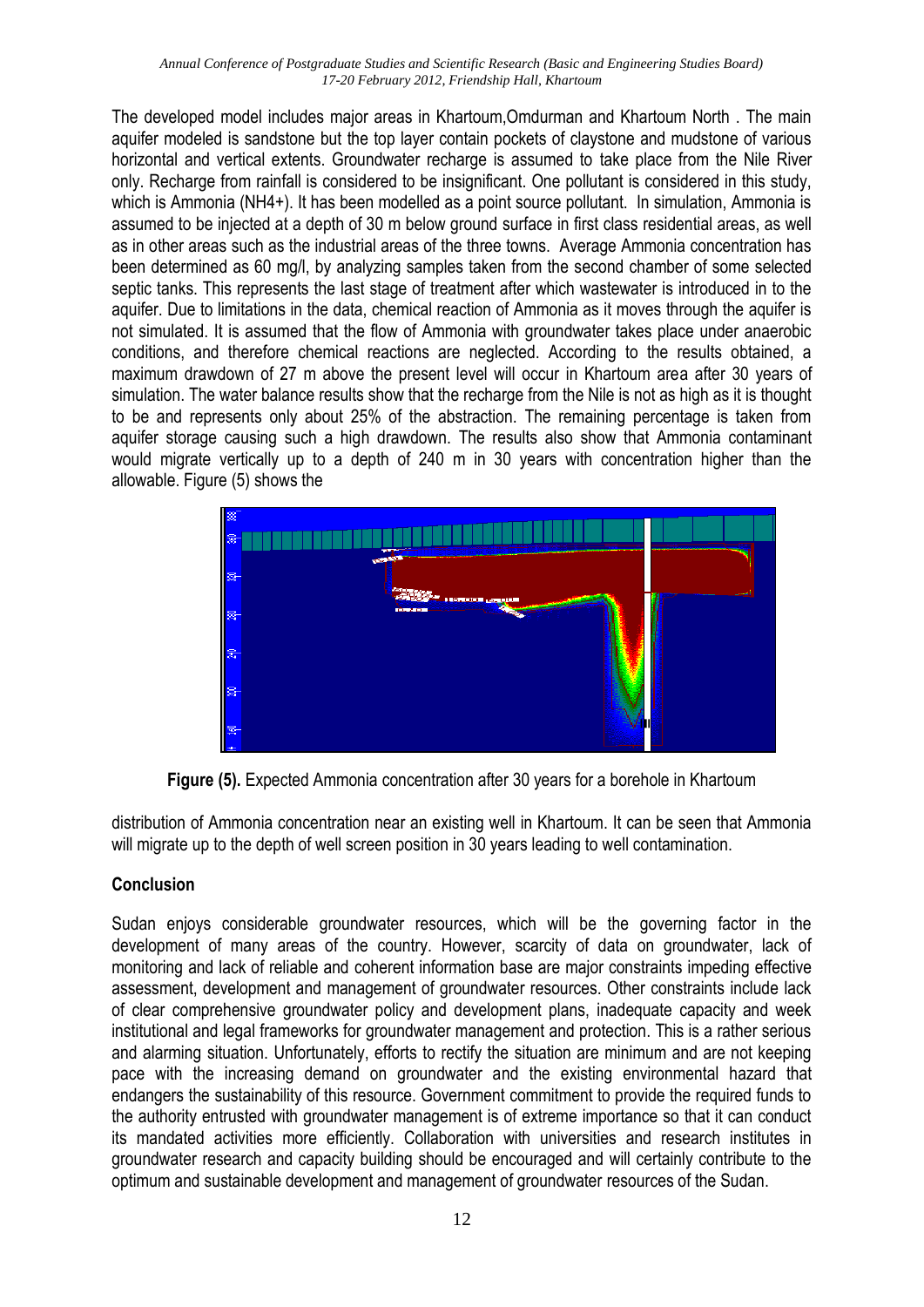The developed model includes major areas in Khartoum,Omdurman and Khartoum North . The main aquifer modeled is sandstone but the top layer contain pockets of claystone and mudstone of various horizontal and vertical extents. Groundwater recharge is assumed to take place from the Nile River only. Recharge from rainfall is considered to be insignificant. One pollutant is considered in this study, which is Ammonia ($NH_4^+$). It has been modelled as a point source pollutant. In simulation, Ammonia is assumed to be injected at a depth of 30 m below ground surface in first class residential areas, as well as in other areas such as the industrial areas of the three towns. Average Ammonia concentration has been determined as 60 mg/l, by analyzing samples taken from the second chamber of some selected septic tanks. This represents the last stage of treatment after which wastewater is introduced in to the aquifer. Due to limitations in the data, chemical reaction of Ammonia as it moves through the aquifer is not simulated. It is assumed that the flow of Ammonia with groundwater takes place under anaerobic conditions, and therefore chemical reactions are neglected. According to the results obtained, a maximum drawdown of 27 m above the present level will occur in Khartoum area after 30 years of simulation. The water balance results show that the recharge from the Nile is not as high as it is thought to be and represents only about 25% of the abstraction. The remaining percentage is taken from aquifer storage causing such a high drawdown. The results also show that Ammonia contaminant would migrate vertically up to a depth of 240 m in 30 years with concentration higher than the allowable. Figure (5) shows the distribution of Ammonia concentration near an existing well in Khartoum. It can be seen that Ammonia will migrate up to the depth of well screen position in 30 years leading to well contamination.

**Figure (5).** Expected Ammonia concentration after 30 years for a borehole in Khartoum

## Conclusion

Sudan enjoys considerable groundwater resources, which will be the governing factor in the development of many areas of the country. However, scarcity of data on groundwater, lack of monitoring and lack of reliable and coherent information base are major constraints impeding effective assessment, development and management of groundwater resources. Other constraints include lack of clear comprehensive groundwater policy and development plans, inadequate capacity and week institutional and legal frameworks for groundwater management and protection. This is a rather serious and alarming situation. Unfortunately, efforts to rectify the situation are minimum and are not keeping pace with the increasing demand on groundwater and the existing environmental hazard that endangers the sustainability of this resource. Government commitment to provide the required funds to the authority entrusted with groundwater management is of extreme importance so that it can conduct its mandated activities more efficiently. Collaboration with universities and research institutes in groundwater research and capacity building should be encouraged and will certainly contribute to the optimum and sustainable development and management of groundwater resources of the Sudan.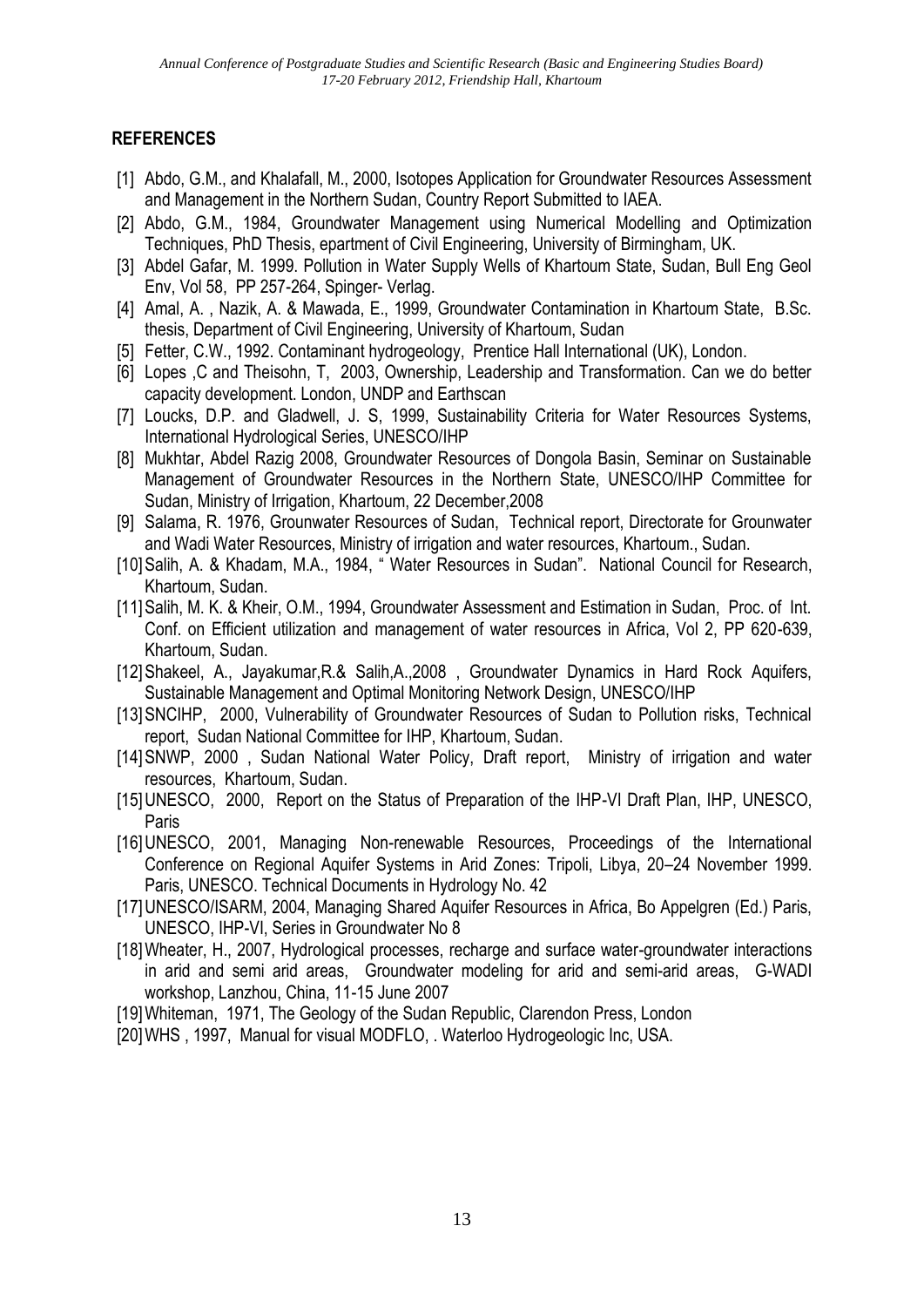## REFERENCES

[1] Abdo, G.M., and Khalafall, M., 2000, Isotopes Application for Groundwater Resources Assessment and Management in the Northern Sudan, Country Report Submitted to IAEA.

[2] Abdo, G.M., 1984, Groundwater Management using Numerical Modelling and Optimization Techniques, PhD Thesis, epartment of Civil Engineering, University of Birmingham, UK.

[3] Abdel Gafar, M. 1999. Pollution in Water Supply Wells of Khartoum State, Sudan, Bull Eng Geol Env, Vol 58, PP 257-264, Spinger- Verlag.

[4] Amal, A. , Nazik, A. & Mawada, E., 1999, Groundwater Contamination in Khartoum State, B.Sc. thesis, Department of Civil Engineering, University of Khartoum, Sudan

[5] Fetter, C.W., 1992. Contaminant hydrogeology, Prentice Hall International (UK), London.

[6] Lopes ,C and Theisohn, T, 2003, Ownership, Leadership and Transformation. Can we do better capacity development. London, UNDP and Earthscan

[7] Loucks, D.P. and Gladwell, J. S, 1999, Sustainability Criteria for Water Resources Systems, International Hydrological Series, UNESCO/IHP

[8] Mukhtar, Abdel Razig 2008, Groundwater Resources of Dongola Basin, Seminar on Sustainable Management of Groundwater Resources in the Northern State, UNESCO/IHP Committee for Sudan, Ministry of Irrigation, Khartoum, 22 December,2008

[9] Salama, R. 1976, Grounwater Resources of Sudan, Technical report, Directorate for Grounwater and Wadi Water Resources, Ministry of irrigation and water resources, Khartoum., Sudan.

[10] Salih, A. & Khadam, M.A., 1984, " Water Resources in Sudan". National Council for Research, Khartoum, Sudan.

[11] Salih, M. K. & Kheir, O.M., 1994, Groundwater Assessment and Estimation in Sudan, Proc. of Int. Conf. on Efficient utilization and management of water resources in Africa, Vol 2, PP 620-639, Khartoum, Sudan.

[12] Shakeel, A., Jayakumar,R.& Salih,A.,2008 , Groundwater Dynamics in Hard Rock Aquifers, Sustainable Management and Optimal Monitoring Network Design, UNESCO/IHP

[13] SNCIHP, 2000, Vulnerability of Groundwater Resources of Sudan to Pollution risks, Technical report, Sudan National Committee for IHP, Khartoum, Sudan.

[14] SNWP, 2000 , Sudan National Water Policy, Draft report, Ministry of irrigation and water resources, Khartoum, Sudan.

[15] UNESCO, 2000, Report on the Status of Preparation of the IHP-VI Draft Plan, IHP, UNESCO, Paris

[16] UNESCO, 2001, Managing Non-renewable Resources, Proceedings of the International Conference on Regional Aquifer Systems in Arid Zones: Tripoli, Libya, 20–24 November 1999. Paris, UNESCO. Technical Documents in Hydrology No. 42

[17] UNESCO/ISARM, 2004, Managing Shared Aquifer Resources in Africa, Bo Appelgren (Ed.) Paris, UNESCO, IHP-VI, Series in Groundwater No 8

[18] Wheater, H., 2007, Hydrological processes, recharge and surface water-groundwater interactions in arid and semi arid areas, Groundwater modeling for arid and semi-arid areas, G-WADI workshop, Lanzhou, China, 11-15 June 2007

[19] Whiteman, 1971, The Geology of the Sudan Republic, Clarendon Press, London

[20] WHS , 1997, Manual for visual MODFLO, . Waterloo Hydrogeologic Inc, USA.